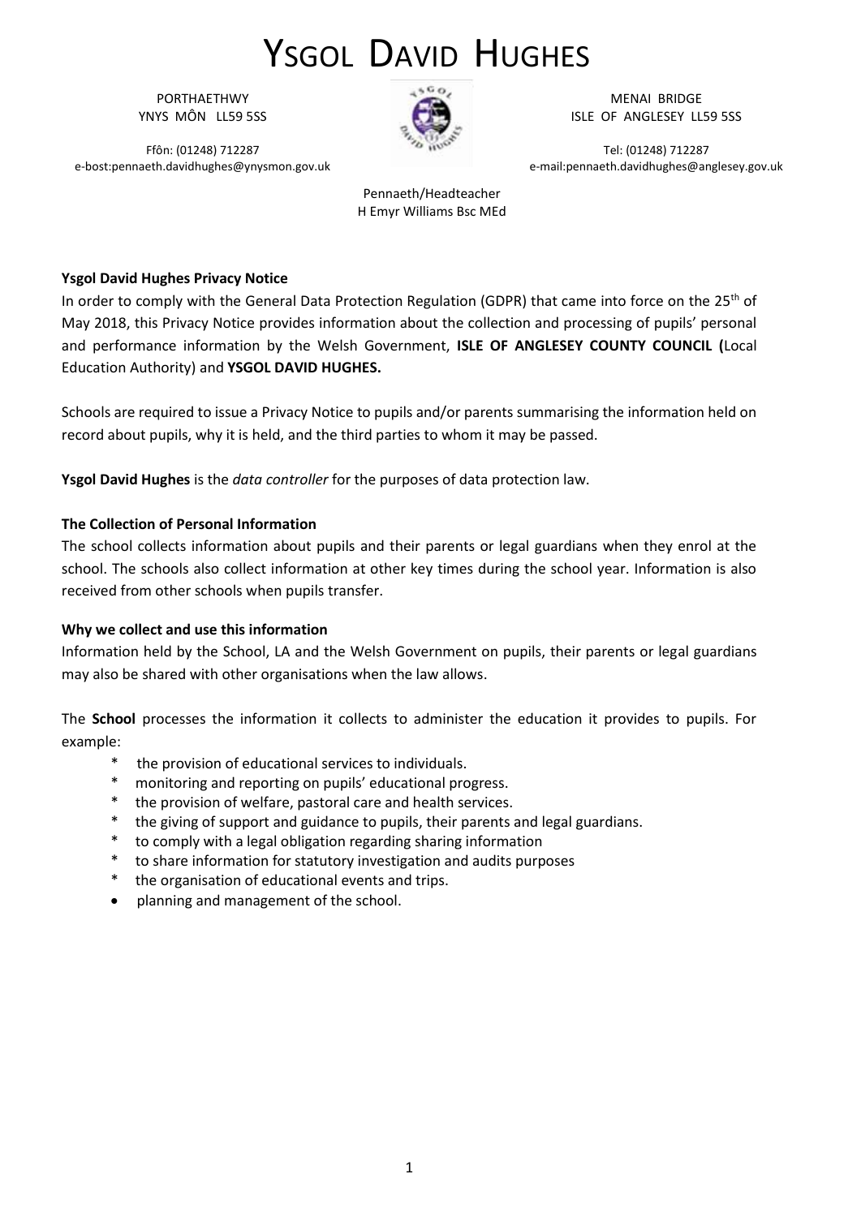# YSGOL DAVID HUGHES

PORTHAETHWY
YNYS MÔN LL59 5SS

Ffôn: (01248) 712287
e-bost:pennaeth.davidhughes@ynysmon.gov.uk

MENAI BRIDGE
ISLE OF ANGLESEY LL59 5SS

Tel: (01248) 712287
e-mail:pennaeth.davidhughes@anglesey.gov.uk

Pennaeth/Headteacher
H Emyr Williams Bsc MEd

**Ysgol David Hughes Privacy Notice**

In order to comply with the General Data Protection Regulation (GDPR) that came into force on the 25th of May 2018, this Privacy Notice provides information about the collection and processing of pupils' personal and performance information by the Welsh Government, **ISLE OF ANGLESEY COUNTY COUNCIL (**Local Education Authority) and **YSGOL DAVID HUGHES.**

Schools are required to issue a Privacy Notice to pupils and/or parents summarising the information held on record about pupils, why it is held, and the third parties to whom it may be passed.

**Ysgol David Hughes** is the *data controller* for the purposes of data protection law.

**The Collection of Personal Information**

The school collects information about pupils and their parents or legal guardians when they enrol at the school. The schools also collect information at other key times during the school year. Information is also received from other schools when pupils transfer.

**Why we collect and use this information**

Information held by the School, LA and the Welsh Government on pupils, their parents or legal guardians may also be shared with other organisations when the law allows.

The **School** processes the information it collects to administer the education it provides to pupils. For example:

- the provision of educational services to individuals.
- monitoring and reporting on pupils' educational progress.
- the provision of welfare, pastoral care and health services.
- the giving of support and guidance to pupils, their parents and legal guardians.
- to comply with a legal obligation regarding sharing information
- to share information for statutory investigation and audits purposes
- the organisation of educational events and trips.
- planning and management of the school.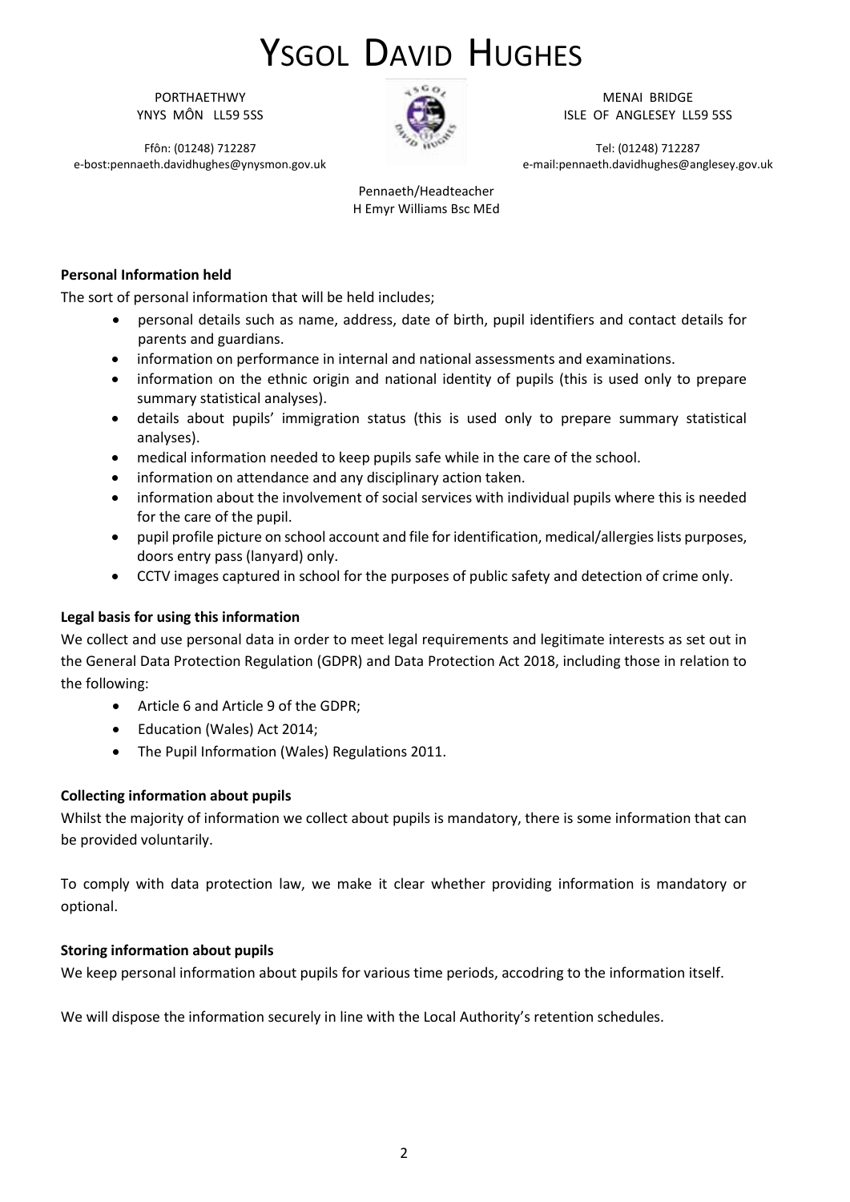**Personal Information held**

The sort of personal information that will be held includes;

- personal details such as name, address, date of birth, pupil identifiers and contact details for parents and guardians.
- information on performance in internal and national assessments and examinations.
- information on the ethnic origin and national identity of pupils (this is used only to prepare summary statistical analyses).
- details about pupils' immigration status (this is used only to prepare summary statistical analyses).
- medical information needed to keep pupils safe while in the care of the school.
- information on attendance and any disciplinary action taken.
- information about the involvement of social services with individual pupils where this is needed for the care of the pupil.
- pupil profile picture on school account and file for identification, medical/allergies lists purposes, doors entry pass (lanyard) only.
- CCTV images captured in school for the purposes of public safety and detection of crime only.

**Legal basis for using this information**

We collect and use personal data in order to meet legal requirements and legitimate interests as set out in the General Data Protection Regulation (GDPR) and Data Protection Act 2018, including those in relation to the following:

- Article 6 and Article 9 of the GDPR;
- Education (Wales) Act 2014;
- The Pupil Information (Wales) Regulations 2011.

**Collecting information about pupils**

Whilst the majority of information we collect about pupils is mandatory, there is some information that can be provided voluntarily.

To comply with data protection law, we make it clear whether providing information is mandatory or optional.

**Storing information about pupils**

We keep personal information about pupils for various time periods, accodring to the information itself.

We will dispose the information securely in line with the Local Authority's retention schedules.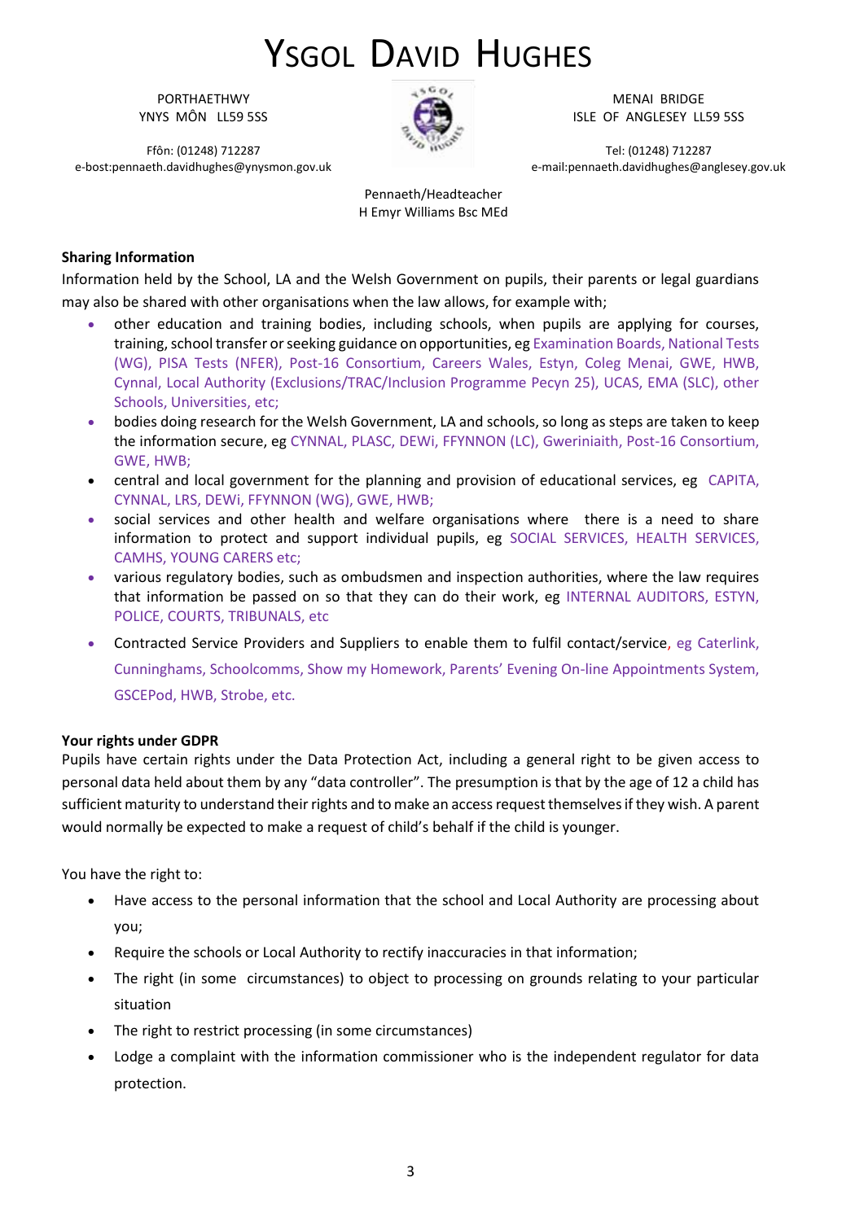# YSGOL DAVID HUGHES

PORTHAETHWY
YNYS MÔN LL59 5SS

Ffôn: (01248) 712287
e-bost:pennaeth.davidhughes@ynysmon.gov.uk

MENAI BRIDGE
ISLE OF ANGLESEY LL59 5SS

Tel: (01248) 712287
e-mail:pennaeth.davidhughes@anglesey.gov.uk

Pennaeth/Headteacher
H Emyr Williams Bsc MEd

**Sharing Information**

Information held by the School, LA and the Welsh Government on pupils, their parents or legal guardians may also be shared with other organisations when the law allows, for example with;

- other education and training bodies, including schools, when pupils are applying for courses, training, school transfer or seeking guidance on opportunities, eg Examination Boards, National Tests (WG), PISA Tests (NFER), Post-16 Consortium, Careers Wales, Estyn, Coleg Menai, GWE, HWB, Cynnal, Local Authority (Exclusions/TRAC/Inclusion Programme Pecyn 25), UCAS, EMA (SLC), other Schools, Universities, etc;
- bodies doing research for the Welsh Government, LA and schools, so long as steps are taken to keep the information secure, eg CYNNAL, PLASC, DEWi, FFYNNON (LC), Gweriniaith, Post-16 Consortium, GWE, HWB;
- central and local government for the planning and provision of educational services, eg CAPITA, CYNNAL, LRS, DEWi, FFYNNON (WG), GWE, HWB;
- social services and other health and welfare organisations where there is a need to share information to protect and support individual pupils, eg SOCIAL SERVICES, HEALTH SERVICES, CAMHS, YOUNG CARERS etc;
- various regulatory bodies, such as ombudsmen and inspection authorities, where the law requires that information be passed on so that they can do their work, eg INTERNAL AUDITORS, ESTYN, POLICE, COURTS, TRIBUNALS, etc
- Contracted Service Providers and Suppliers to enable them to fulfil contact/service, eg Caterlink, Cunninghams, Schoolcomms, Show my Homework, Parents' Evening On-line Appointments System, GSCEPod, HWB, Strobe, etc.

**Your rights under GDPR**

Pupils have certain rights under the Data Protection Act, including a general right to be given access to personal data held about them by any "data controller". The presumption is that by the age of 12 a child has sufficient maturity to understand their rights and to make an access request themselves if they wish. A parent would normally be expected to make a request of child's behalf if the child is younger.

You have the right to:

- Have access to the personal information that the school and Local Authority are processing about you;
- Require the schools or Local Authority to rectify inaccuracies in that information;
- The right (in some circumstances) to object to processing on grounds relating to your particular situation
- The right to restrict processing (in some circumstances)
- Lodge a complaint with the information commissioner who is the independent regulator for data protection.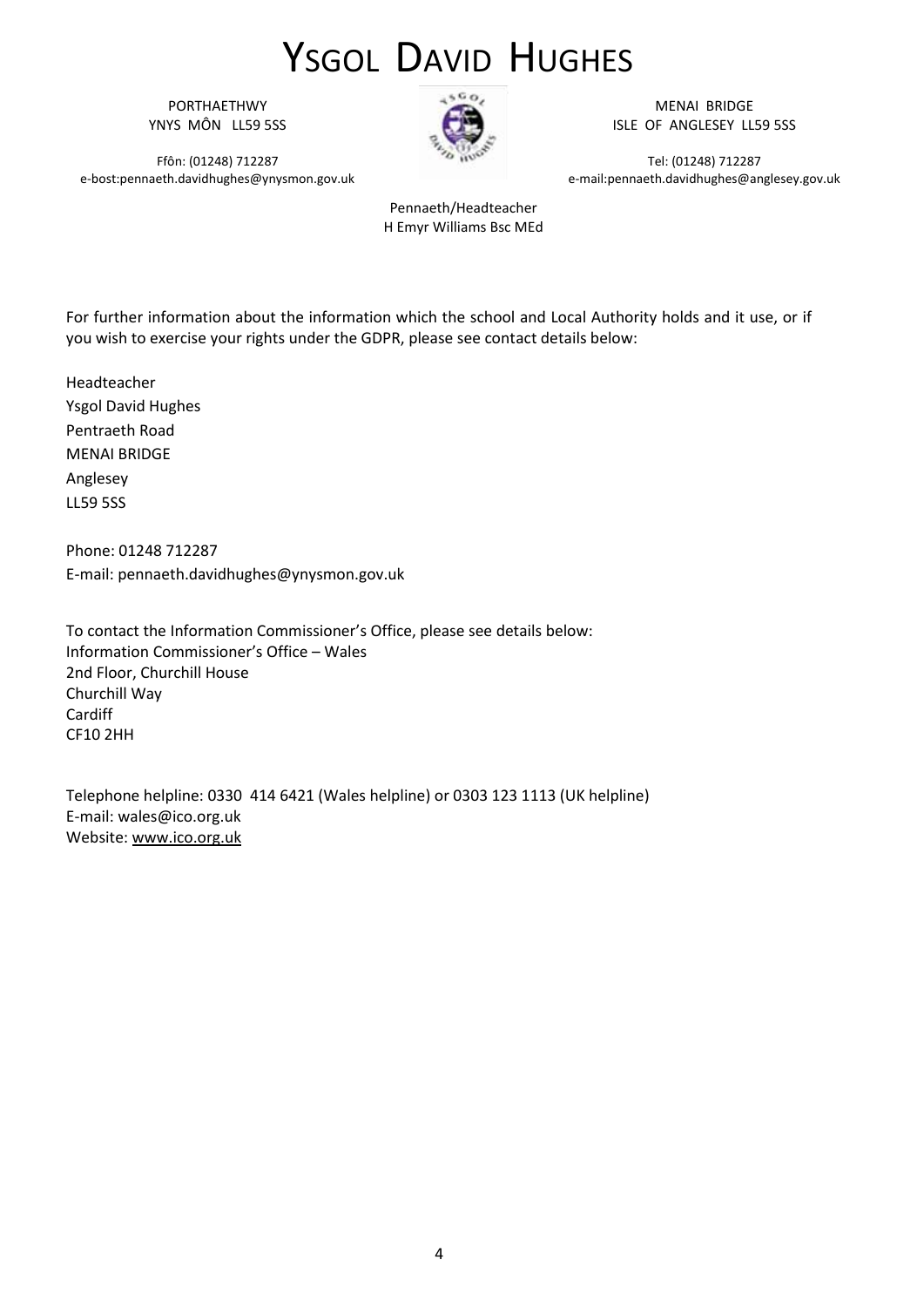# YSGOL DAVID HUGHES

PORTHAETHWY
YNYS MÔN LL59 5SS

Ffôn: (01248) 712287
e-bost:pennaeth.davidhughes@ynysmon.gov.uk

MENAI BRIDGE
ISLE OF ANGLESEY LL59 5SS

Tel: (01248) 712287
e-mail:pennaeth.davidhughes@anglesey.gov.uk

Pennaeth/Headteacher
H Emyr Williams Bsc MEd

For further information about the information which the school and Local Authority holds and it use, or if you wish to exercise your rights under the GDPR, please see contact details below:

Headteacher
Ysgol David Hughes
Pentraeth Road
MENAI BRIDGE
Anglesey
LL59 5SS

Phone: 01248 712287
E-mail: pennaeth.davidhughes@ynysmon.gov.uk

To contact the Information Commissioner's Office, please see details below:
Information Commissioner's Office – Wales
2nd Floor, Churchill House
Churchill Way
Cardiff
CF10 2HH

Telephone helpline: 0330 414 6421 (Wales helpline) or 0303 123 1113 (UK helpline)
E-mail: wales@ico.org.uk
Website: www.ico.org.uk